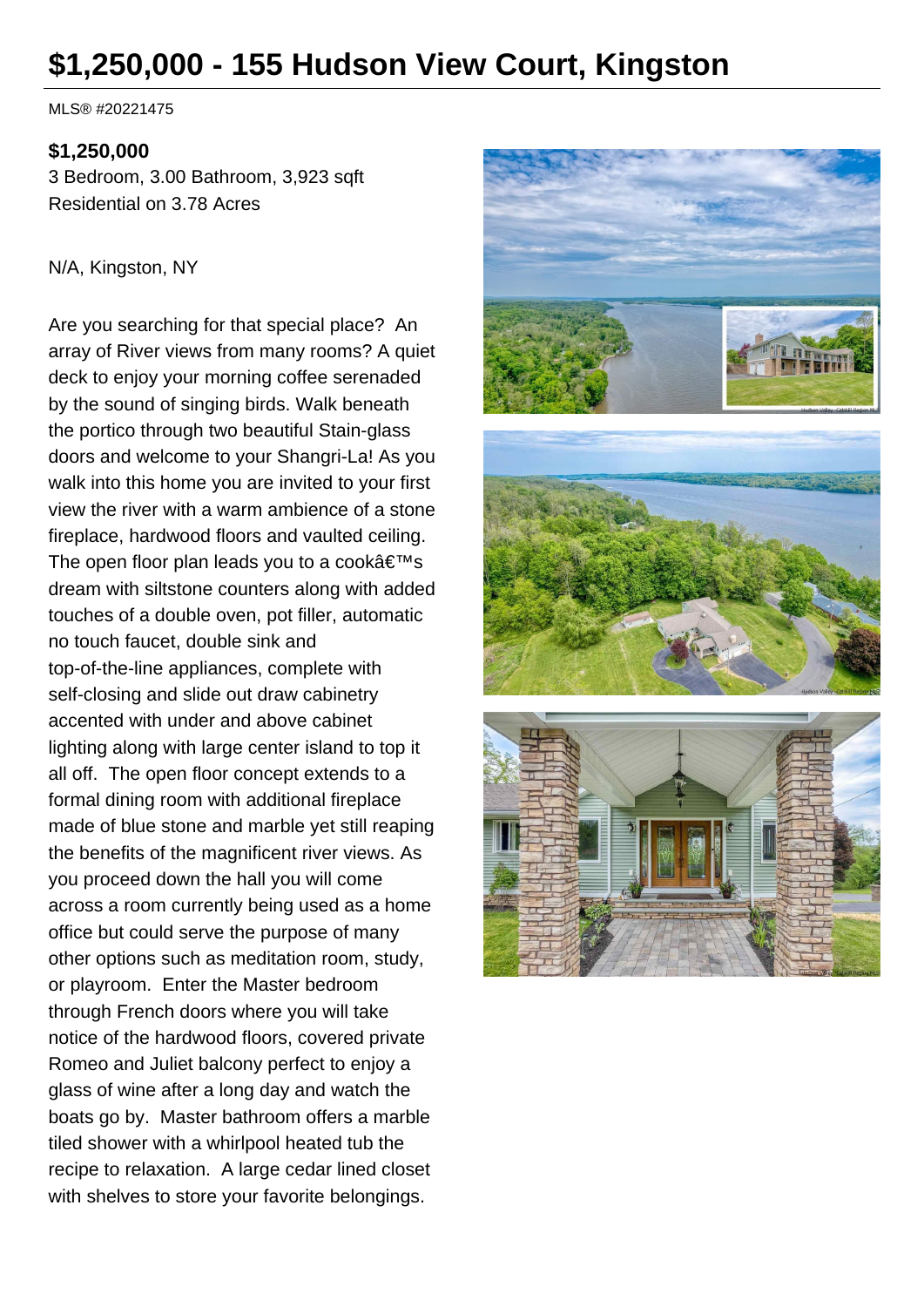# $1,250,000 - 155 Hudson View Court, Kingston

MLS® #20221475

**$1,250,000**
3 Bedroom, 3.00 Bathroom, 3,923 sqft
Residential on 3.78 Acres

N/A, Kingston, NY

Are you searching for that special place? An array of River views from many rooms? A quiet deck to enjoy your morning coffee serenaded by the sound of singing birds. Walk beneath the portico through two beautiful Stain-glass doors and welcome to your Shangri-La! As you walk into this home you are invited to your first view the river with a warm ambience of a stone fireplace, hardwood floors and vaulted ceiling. The open floor plan leads you to a cookâ€™s dream with siltstone counters along with added touches of a double oven, pot filler, automatic no touch faucet, double sink and top-of-the-line appliances, complete with self-closing and slide out draw cabinetry accented with under and above cabinet lighting along with large center island to top it all off. The open floor concept extends to a formal dining room with additional fireplace made of blue stone and marble yet still reaping the benefits of the magnificent river views. As you proceed down the hall you will come across a room currently being used as a home office but could serve the purpose of many other options such as meditation room, study, or playroom. Enter the Master bedroom through French doors where you will take notice of the hardwood floors, covered private Romeo and Juliet balcony perfect to enjoy a glass of wine after a long day and watch the boats go by. Master bathroom offers a marble tiled shower with a whirlpool heated tub the recipe to relaxation. A large cedar lined closet with shelves to store your favorite belongings.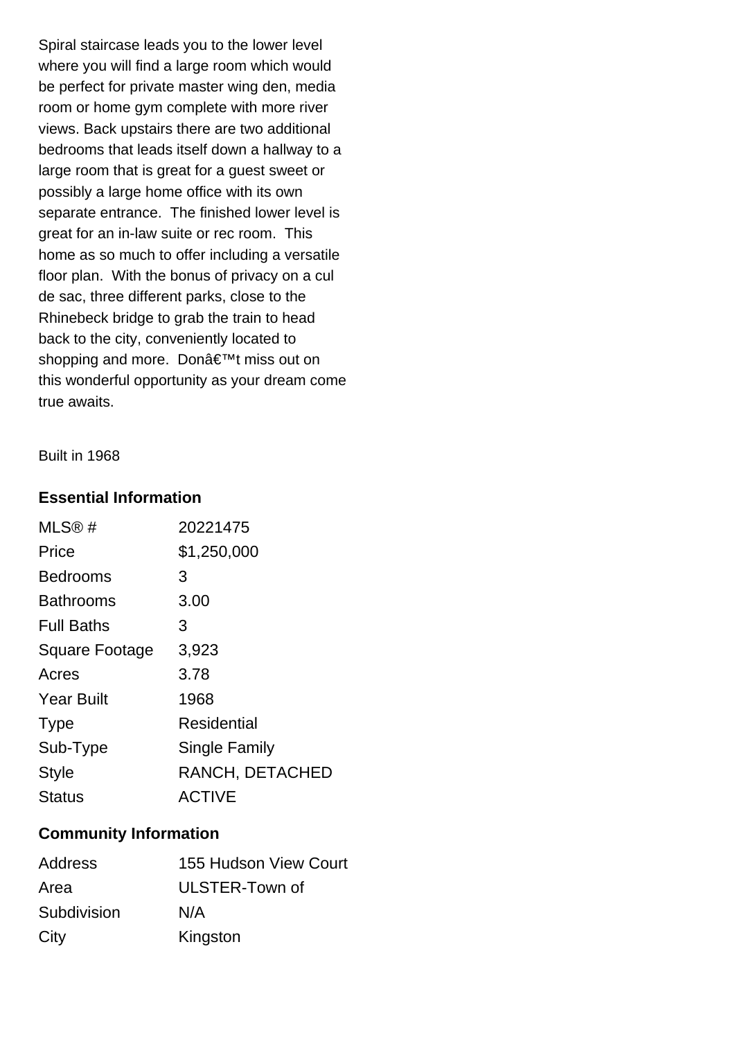Spiral staircase leads you to the lower level where you will find a large room which would be perfect for private master wing den, media room or home gym complete with more river views. Back upstairs there are two additional bedrooms that leads itself down a hallway to a large room that is great for a guest sweet or possibly a large home office with its own separate entrance. The finished lower level is great for an in-law suite or rec room. This home as so much to offer including a versatile floor plan. With the bonus of privacy on a cul de sac, three different parks, close to the Rhinebeck bridge to grab the train to head back to the city, conveniently located to shopping and more. Donâ€™t miss out on this wonderful opportunity as your dream come true awaits.

Built in 1968

### Essential Information

| | |
|---|---|
| MLS® # | 20221475 |
| Price | $1,250,000 |
| Bedrooms | 3 |
| Bathrooms | 3.00 |
| Full Baths | 3 |
| Square Footage | 3,923 |
| Acres | 3.78 |
| Year Built | 1968 |
| Type | Residential |
| Sub-Type | Single Family |
| Style | RANCH, DETACHED |
| Status | ACTIVE |

### Community Information

| | |
|---|---|
| Address | 155 Hudson View Court |
| Area | ULSTER-Town of |
| Subdivision | N/A |
| City | Kingston |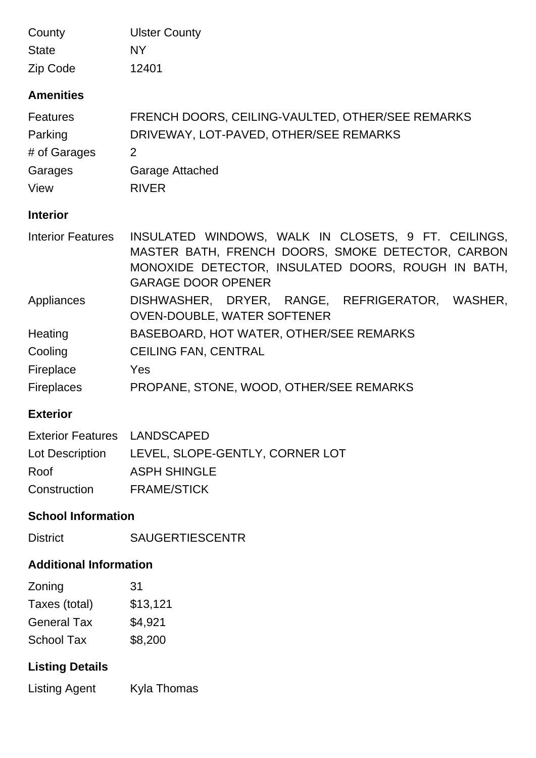| | |
|---|---|
| County | Ulster County |
| State | NY |
| Zip Code | 12401 |

## Amenities

| | |
|---|---|
| Features | FRENCH DOORS, CEILING-VAULTED, OTHER/SEE REMARKS |
| Parking | DRIVEWAY, LOT-PAVED, OTHER/SEE REMARKS |
| # of Garages | 2 |
| Garages | Garage Attached |
| View | RIVER |

## Interior

| | |
|---|---|
| Interior Features | INSULATED WINDOWS, WALK IN CLOSETS, 9 FT. CEILINGS, MASTER BATH, FRENCH DOORS, SMOKE DETECTOR, CARBON MONOXIDE DETECTOR, INSULATED DOORS, ROUGH IN BATH, GARAGE DOOR OPENER |
| Appliances | DISHWASHER, DRYER, RANGE, REFRIGERATOR, WASHER, OVEN-DOUBLE, WATER SOFTENER |
| Heating | BASEBOARD, HOT WATER, OTHER/SEE REMARKS |
| Cooling | CEILING FAN, CENTRAL |
| Fireplace | Yes |
| Fireplaces | PROPANE, STONE, WOOD, OTHER/SEE REMARKS |

## Exterior

| | |
|---|---|
| Exterior Features | LANDSCAPED |
| Lot Description | LEVEL, SLOPE-GENTLY, CORNER LOT |
| Roof | ASPH SHINGLE |
| Construction | FRAME/STICK |

## School Information

| | |
|---|---|
| District | SAUGERTIESCENTR |

## Additional Information

| | |
|---|---|
| Zoning | 31 |
| Taxes (total) | $13,121 |
| General Tax | $4,921 |
| School Tax | $8,200 |

## Listing Details

| | |
|---|---|
| Listing Agent | Kyla Thomas |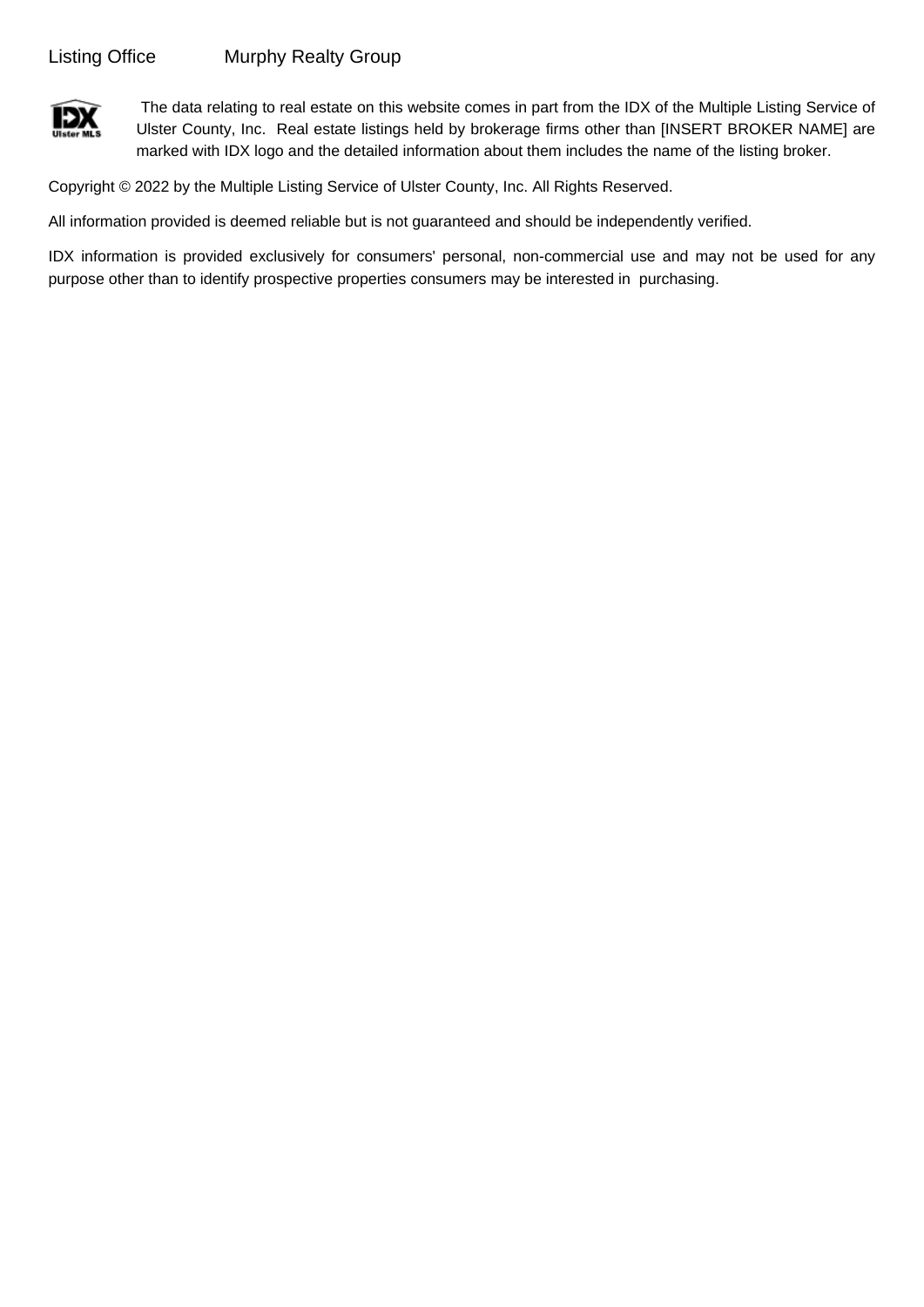Listing Office Murphy Realty Group

IDX Ulster MLS

The data relating to real estate on this website comes in part from the IDX of the Multiple Listing Service of Ulster County, Inc. Real estate listings held by brokerage firms other than [INSERT BROKER NAME] are marked with IDX logo and the detailed information about them includes the name of the listing broker.

Copyright © 2022 by the Multiple Listing Service of Ulster County, Inc. All Rights Reserved.

All information provided is deemed reliable but is not guaranteed and should be independently verified.

IDX information is provided exclusively for consumers' personal, non-commercial use and may not be used for any purpose other than to identify prospective properties consumers may be interested in purchasing.